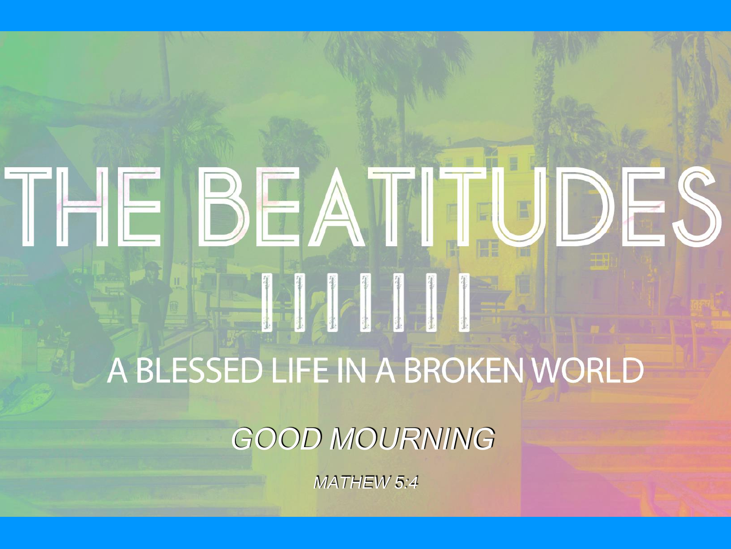# THE BEATITUDES

IIIIIII

## A BLESSED LIFE IN A BROKEN WORLD

*GOOD MOURNING*

*MATHEW 5:4*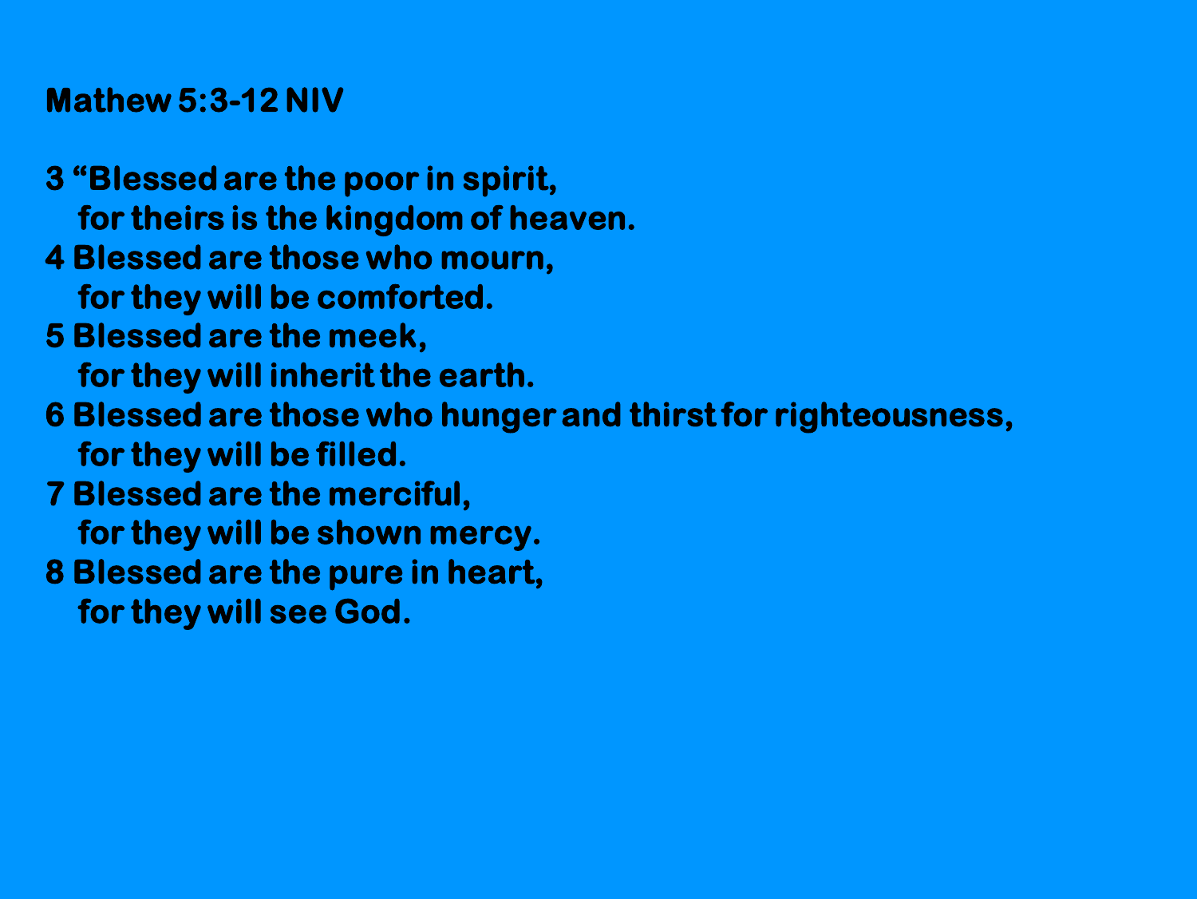**Mathew 5:3-12 NIV**

3 “Blessed are the poor in spirit,
for theirs is the kingdom of heaven.
4 Blessed are those who mourn,
for they will be comforted.
5 Blessed are the meek,
for they will inherit the earth.
6 Blessed are those who hunger and thirst for righteousness,
for they will be filled.
7 Blessed are the merciful,
for they will be shown mercy.
8 Blessed are the pure in heart,
for they will see God.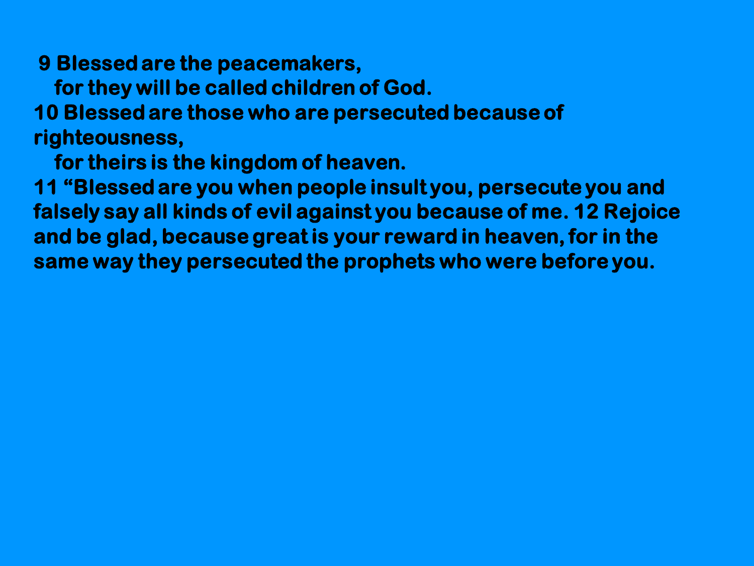9 Blessed are the peacemakers,
for they will be called children of God.
10 Blessed are those who are persecuted because of righteousness,
for theirs is the kingdom of heaven.
11 “Blessed are you when people insult you, persecute you and falsely say all kinds of evil against you because of me. 12 Rejoice and be glad, because great is your reward in heaven, for in the same way they persecuted the prophets who were before you.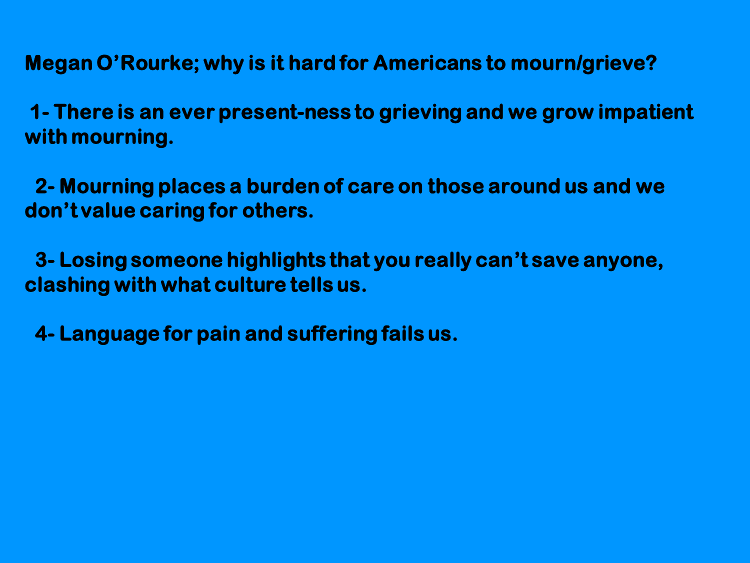**Megan O'Rourke; why is it hard for Americans to mourn/grieve?**

**1- There is an ever present-ness to grieving and we grow impatient with mourning.**

**2- Mourning places a burden of care on those around us and we don't value caring for others.**

**3- Losing someone highlights that you really can't save anyone, clashing with what culture tells us.**

**4- Language for pain and suffering fails us.**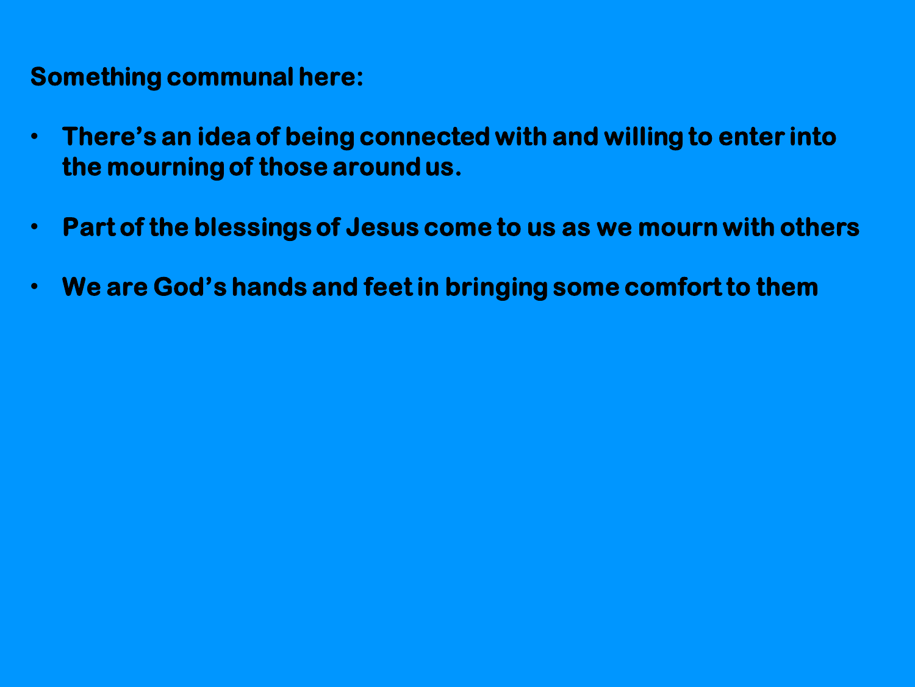**Something communal here:**

- **There's an idea of being connected with and willing to enter into the mourning of those around us.**
- **Part of the blessings of Jesus come to us as we mourn with others**
- **We are God's hands and feet in bringing some comfort to them**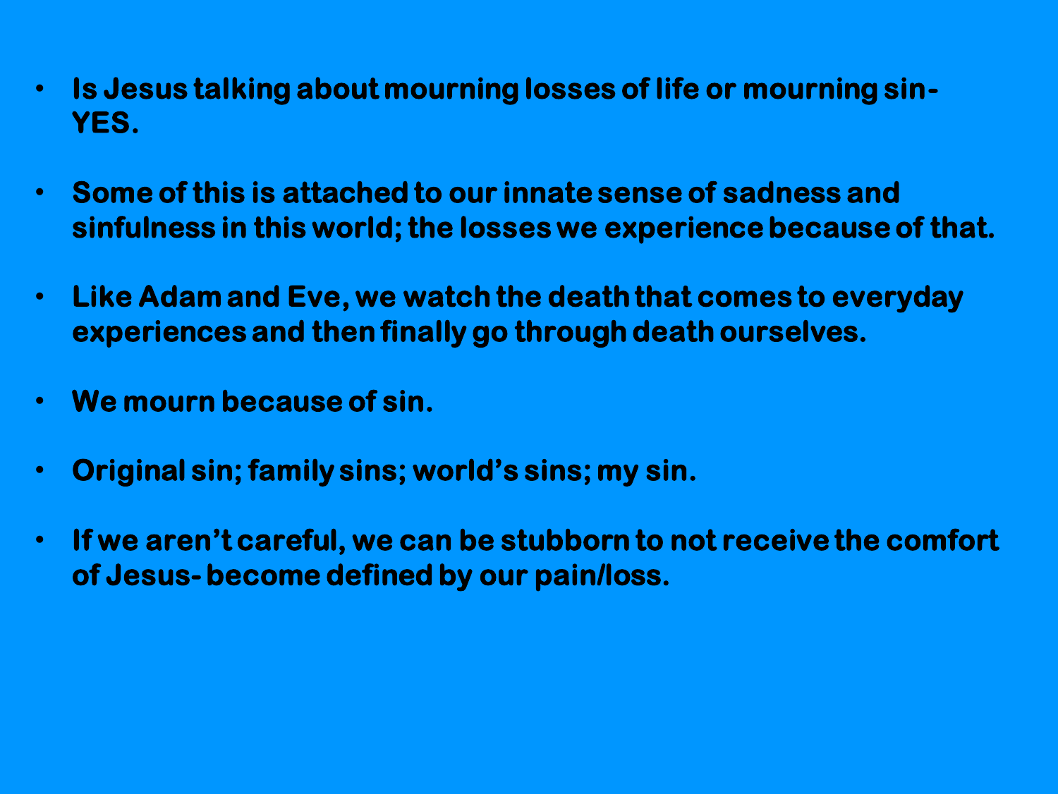- **Is Jesus talking about mourning losses of life or mourning sin- YES.**

- **Some of this is attached to our innate sense of sadness and sinfulness in this world; the losses we experience because of that.**

- **Like Adam and Eve, we watch the death that comes to everyday experiences and then finally go through death ourselves.**

- **We mourn because of sin.**

- **Original sin; family sins; world's sins; my sin.**

- **If we aren't careful, we can be stubborn to not receive the comfort of Jesus- become defined by our pain/loss.**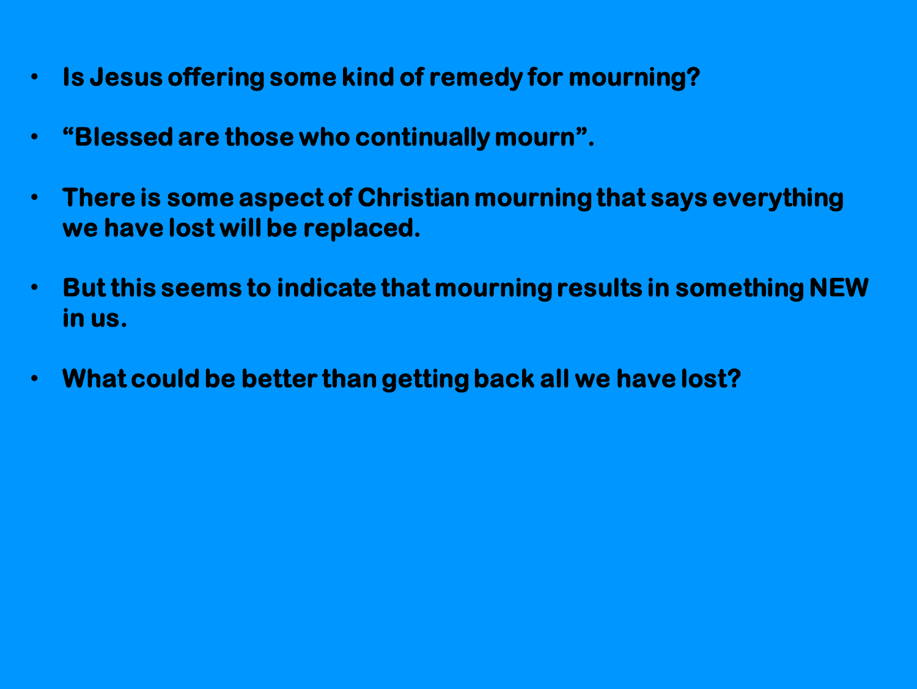- **Is Jesus offering some kind of remedy for mourning?**
- **“Blessed are those who continually mourn”.**
- **There is some aspect of Christian mourning that says everything we have lost will be replaced.**
- **But this seems to indicate that mourning results in something NEW in us.**
- **What could be better than getting back all we have lost?**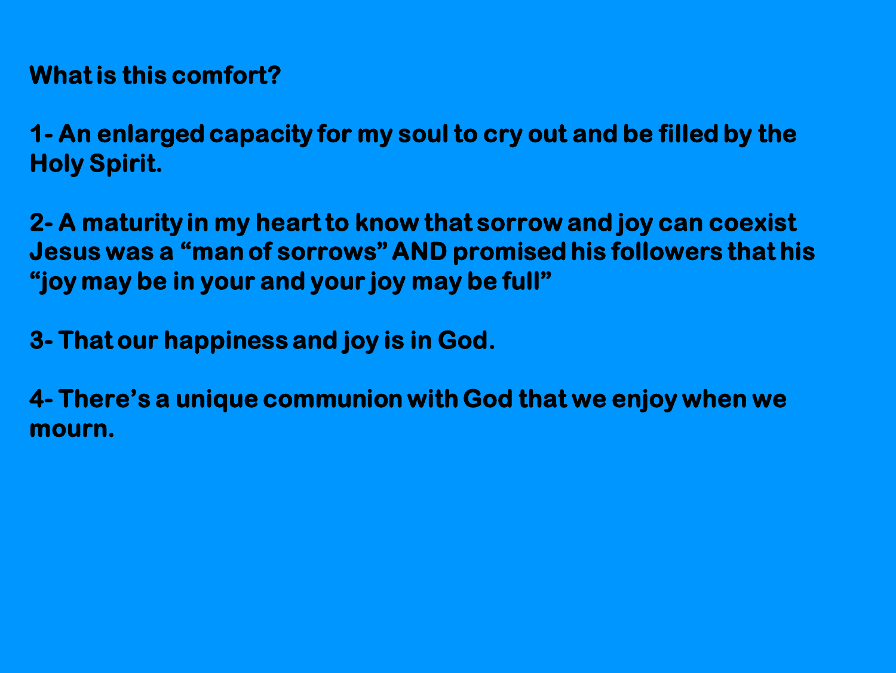**What is this comfort?**

**1- An enlarged capacity for my soul to cry out and be filled by the Holy Spirit.**

**2- A maturity in my heart to know that sorrow and joy can coexist Jesus was a “man of sorrows” AND promised his followers that his “joy may be in your and your joy may be full”**

**3- That our happiness and joy is in God.**

**4- There’s a unique communion with God that we enjoy when we mourn.**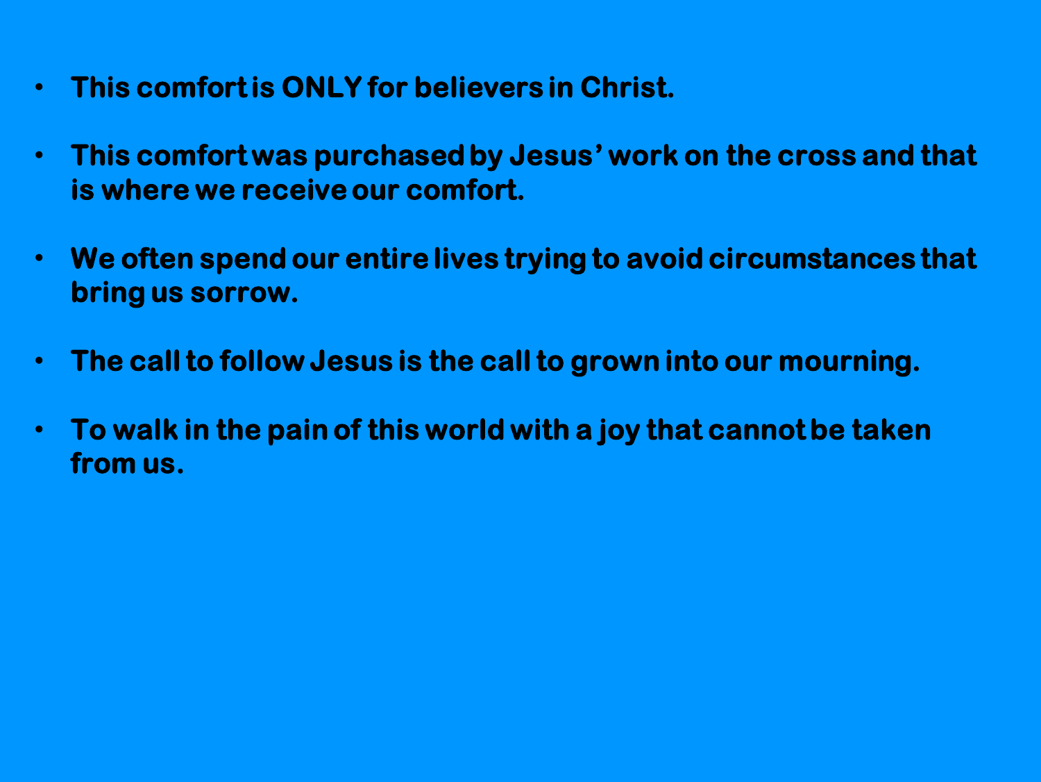- **This comfort is ONLY for believers in Christ.**

- **This comfort was purchased by Jesus' work on the cross and that is where we receive our comfort.**

- **We often spend our entire lives trying to avoid circumstances that bring us sorrow.**

- **The call to follow Jesus is the call to grown into our mourning.**

- **To walk in the pain of this world with a joy that cannot be taken from us.**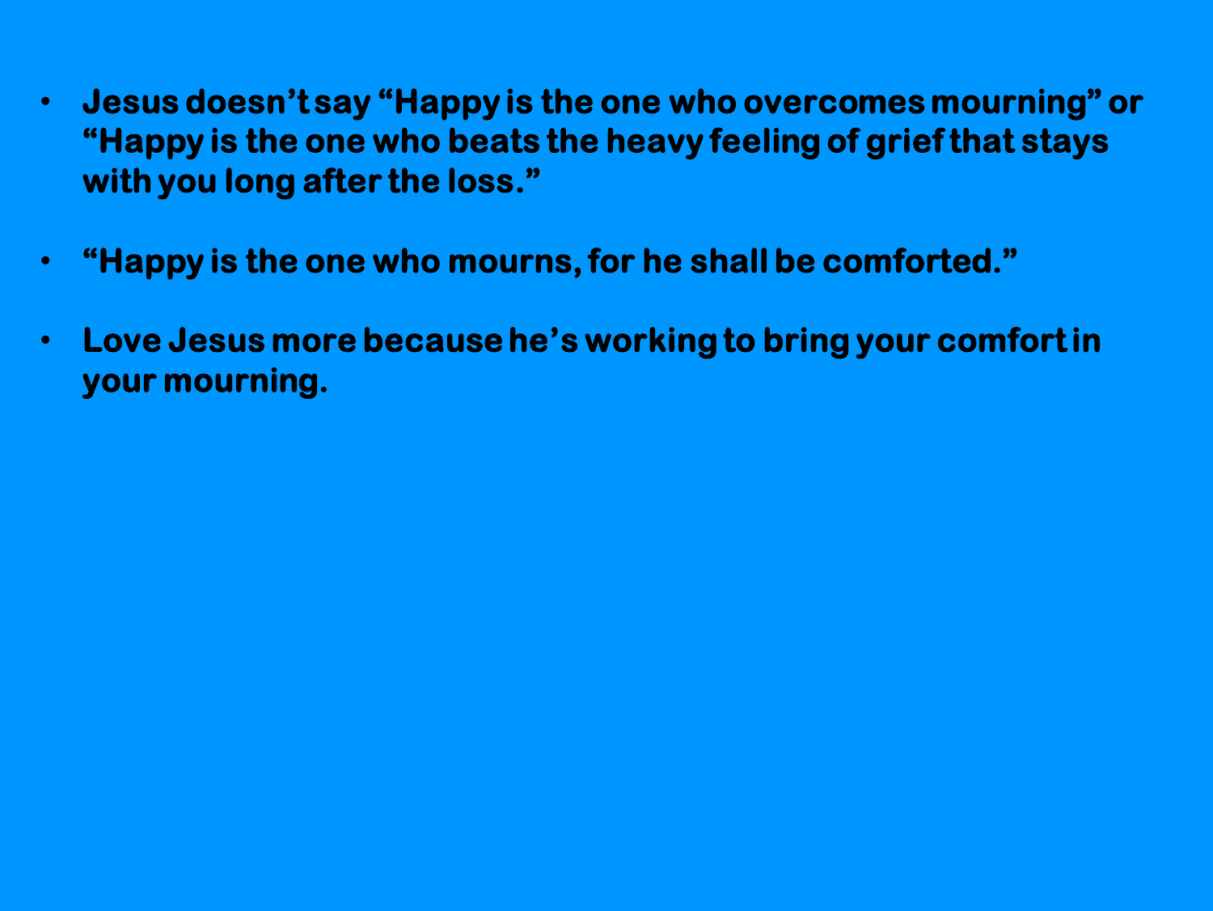- **Jesus doesn’t say “Happy is the one who overcomes mourning” or “Happy is the one who beats the heavy feeling of grief that stays with you long after the loss.”**

- **“Happy is the one who mourns, for he shall be comforted.”**

- **Love Jesus more because he’s working to bring your comfort in your mourning.**